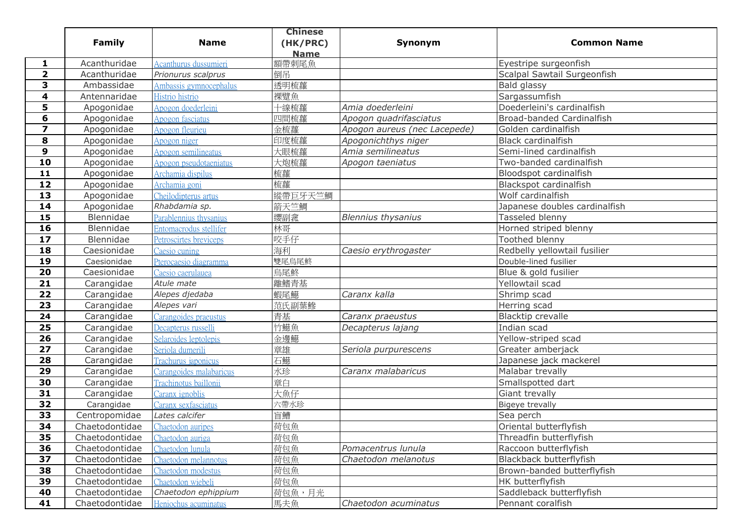|  | Family | Name | Chinese (HK/PRC) Name | Synonym | Common Name |
|---|---|---|---|---|---|
| **1** | Acanthuridae | Acanthurus dussumieri | 額帶刺尾魚 |  | Eyestripe surgeonfish |
| **2** | Acanthuridae | *Prionurus scalprus* | 倒吊 |  | Scalpal Sawtail Surgeonfish |
| **3** | Ambassidae | Ambassis gymnocephalus | 透明梳蘿 |  | Bald glassy |
| **4** | Antennaridae | Histrio histrio | 裸躄魚 |  | Sargassumfish |
| **5** | Apogonidae | Apogon doederleini | 十線梳蘿 | *Amia doederleini* | Doederleini's cardinalfish |
| **6** | Apogonidae | Apogon fasciatus | 四間梳蘿 | *Apogon quadrifasciatus* | Broad-banded Cardinalfish |
| **7** | Apogonidae | Apogon fleurieu | 金梳蘿 | *Apogon aureus (nec Lacepede)* | Golden cardinalfish |
| **8** | Apogonidae | Apogon niger | 印度梳蘿 | *Apogonichthys niger* | Black cardinalfish |
| **9** | Apogonidae | Apogon semilineatus | 大眼梳蘿 | *Amia semilineatus* | Semi-lined cardinalfish |
| **10** | Apogonidae | Apogon pseudotaeniatus | 大炮梳蘿 | *Apogon taeniatus* | Two-banded cardinalfish |
| **11** | Apogonidae | Archamia dispilus | 梳蘿 |  | Bloodspot cardinalfish |
| **12** | Apogonidae | Archamia goni | 梳蘿 |  | Blackspot cardinalfish |
| **13** | Apogonidae | Cheilodipterus artus | 縱帶巨牙天竺鯛 |  | Wolf cardinalfish |
| **14** | Apogonidae | *Rhabdamia sp.* | 箭天竺鯛 |  | Japanese doubles cardinalfish |
| **15** | Blennidae | Parablennius thysanius | 纓副鳚 | *Blennius thysanius* | Tasseled blenny |
| **16** | Blennidae | Entomacrodus stellifer | 林哥 |  | Horned striped blenny |
| **17** | Blennidae | Petroscirtes breviceps | 咬手仔 |  | Toothed blenny |
| **18** | Caesionidae | Caesio cuning | 海利 | *Caesio erythrogaster* | Redbelly yellowtail fusilier |
| **19** | Caesionidae | Pterocaesio diagramma | 雙尾烏尾鮗 |  | Double-lined fusilier |
| **20** | Caesionidae | Caesio caerulauea | 烏尾鮗 |  | Blue & gold fusilier |
| **21** | Carangidae | *Atule mate* | 離鰭青基 |  | Yellowtail scad |
| **22** | Carangidae | *Alepes djedaba* | 蝦尾鰺 | *Caranx kalla* | Shrimp scad |
| **23** | Carangidae | *Alepes vari* | 范氏副葉鰺 |  | Herring scad |
| **24** | Carangidae | Carangoides praeustus | 青基 | *Caranx praeustus* | Blacktip crevalle |
| **25** | Carangidae | Decapterus russelli | 竹鰺魚 | *Decapterus lajang* | Indian scad |
| **26** | Carangidae | Selaroides leptolepis | 金邊鰺 |  | Yellow-striped scad |
| **27** | Carangidae | Seriola dumerili | 章雄 | *Seriola purpurescens* | Greater amberjack |
| **28** | Carangidae | Trachurus japonicus | 石鰺 |  | Japanese jack mackerel |
| **29** | Carangidae | Carangoides malabaricus | 水珍 | *Caranx malabaricus* | Malabar trevally |
| **30** | Carangidae | Trachinotus baillonii | 章白 |  | Smallspotted dart |
| **31** | Carangidae | Caranx ignoblis | 大魚仔 |  | Giant trevally |
| **32** | Carangidae | Caranx sexfasciatus | 六帶水珍 |  | Bigeye trevally |
| **33** | Centropomidae | *Lates calcifer* | 盲鰽 |  | Sea perch |
| **34** | Chaetodontidae | Chaetodon auripes | 荷包魚 |  | Oriental butterflyfish |
| **35** | Chaetodontidae | Chaetodon auriga | 荷包魚 |  | Threadfin butterflyfish |
| **36** | Chaetodontidae | Chaetodon lunula | 荷包魚 | *Pomacentrus lunula* | Raccoon butterflyfish |
| **37** | Chaetodontidae | Chaetodon melannotus | 荷包魚 | *Chaetodon melanotus* | Blackback butterflyfish |
| **38** | Chaetodontidae | Chaetodon modestus | 荷包魚 |  | Brown-banded butterflyfish |
| **39** | Chaetodontidae | Chaetodon wiebeli | 荷包魚 |  | HK butterflyfish |
| **40** | Chaetodontidae | *Chaetodon ephippium* | 荷包魚，月光 |  | Saddleback butterflyfish |
| **41** | Chaetodontidae | Heniochus acuminatus | 馬夫魚 | *Chaetodon acuminatus* | Pennant coralfish |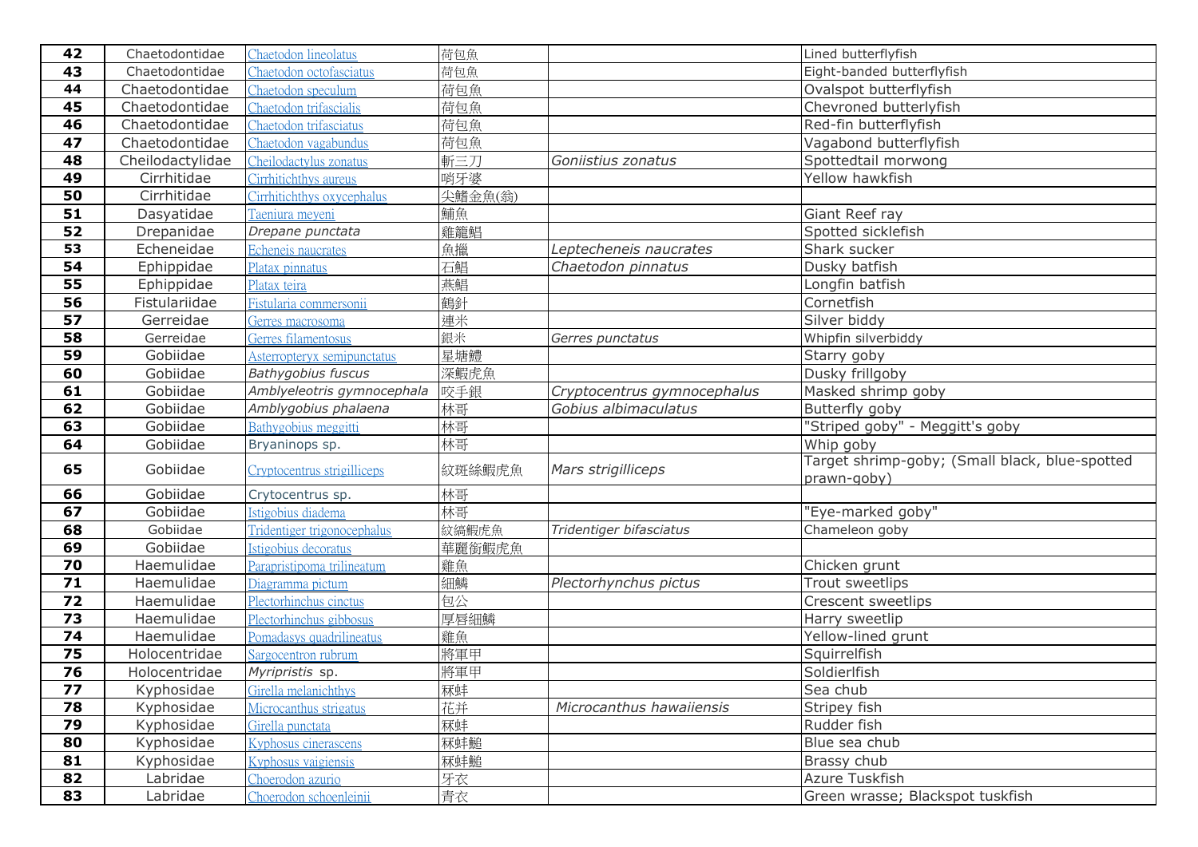| 42 | Chaetodontidae | Chaetodon lineolatus | 荷包魚 | | Lined butterflyfish |
|---|---|---|---|---|---|
| 43 | Chaetodontidae | Chaetodon octofasciatus | 荷包魚 | | Eight-banded butterflyfish |
| 44 | Chaetodontidae | Chaetodon speculum | 荷包魚 | | Ovalspot butterflyfish |
| 45 | Chaetodontidae | Chaetodon trifascialis | 荷包魚 | | Chevroned butterlyfish |
| 46 | Chaetodontidae | Chaetodon trifasciatus | 荷包魚 | | Red-fin butterflyfish |
| 47 | Chaetodontidae | Chaetodon vagabundus | 荷包魚 | | Vagabond butterflyfish |
| 48 | Cheilodactylidae | Cheilodactylus zonatus | 斬三刀 | *Goniistius zonatus* | Spottedtail morwong |
| 49 | Cirrhitidae | Cirrhitichthys aureus | 哨牙婆 | | Yellow hawkfish |
| 50 | Cirrhitidae | Cirrhitichthys oxycephalus | 尖鰭金魚(翁) | | |
| 51 | Dasyatidae | Taeniura meyeni | 鯆魚 | | Giant Reef ray |
| 52 | Drepanidae | *Drepane punctata* | 雞籠鯧 | | Spotted sicklefish |
| 53 | Echeneidae | Echeneis naucrates | 魚攝 | *Leptecheneis naucrates* | Shark sucker |
| 54 | Ephippidae | Platax pinnatus | 石鯧 | *Chaetodon pinnatus* | Dusky batfish |
| 55 | Ephippidae | Platax teira | 燕鯧 | | Longfin batfish |
| 56 | Fistulariidae | Fistularia commersonii | 鶴針 | | Cornetfish |
| 57 | Gerreidae | Gerres macrosoma | 連米 | | Silver biddy |
| 58 | Gerreidae | Gerres filamentosus | 銀米 | *Gerres punctatus* | Whipfin silverbiddy |
| 59 | Gobiidae | Asterropteryx semipunctatus | 星塘鱧 | | Starry goby |
| 60 | Gobiidae | *Bathygobius fuscus* | 深鰕虎魚 | | Dusky frillgoby |
| 61 | Gobiidae | *Amblyeleotris gymnocephala* | 咬手銀 | *Cryptocentrus gymnocephalus* | Masked shrimp goby |
| 62 | Gobiidae | *Amblygobius phalaena* | 林哥 | *Gobius albimaculatus* | Butterfly goby |
| 63 | Gobiidae | Bathygobius meggitti | 林哥 | | "Striped goby" - Meggitt's goby |
| 64 | Gobiidae | Bryaninops sp. | 林哥 | | Whip goby |
| 65 | Gobiidae | Cryptocentrus strigilliceps | 紋斑絲鰕虎魚 | *Mars strigilliceps* | Target shrimp-goby; (Small black, blue-spotted prawn-goby) |
| 66 | Gobiidae | Crytocentrus sp. | 林哥 | | |
| 67 | Gobiidae | Istigobius diadema | 林哥 | | "Eye-marked goby" |
| 68 | Gobiidae | Tridentiger trigonocephalus | 紋縞鰕虎魚 | *Tridentiger bifasciatus* | Chameleon goby |
| 69 | Gobiidae | Istigobius decoratus | 華麗銜鰕虎魚 | | |
| 70 | Haemulidae | Parapristipoma trilineatum | 雞魚 | | Chicken grunt |
| 71 | Haemulidae | Diagramma pictum | 細鱗 | *Plectorhynchus pictus* | Trout sweetlips |
| 72 | Haemulidae | Plectorhinchus cinctus | 包公 | | Crescent sweetlips |
| 73 | Haemulidae | Plectorhinchus gibbosus | 厚唇細鱗 | | Harry sweetlip |
| 74 | Haemulidae | Pomadasys quadrilineatus | 雞魚 | | Yellow-lined grunt |
| 75 | Holocentridae | Sargocentron rubrum | 將軍甲 | | Squirrelfish |
| 76 | Holocentridae | *Myripristis* sp. | 將軍甲 | | Soldierlfish |
| 77 | Kyphosidae | Girella melanichthys | 鯬蚌 | | Sea chub |
| 78 | Kyphosidae | Microcanthus strigatus | 花䒷 | *Microcanthus hawaiiensis* | Stripey fish |
| 79 | Kyphosidae | Girella punctata | 鯬蚌 | | Rudder fish |
| 80 | Kyphosidae | Kyphosus cinerascens | 鯬蚌鮀 | | Blue sea chub |
| 81 | Kyphosidae | Kyphosus vaigiensis | 鯬蚌鮀 | | Brassy chub |
| 82 | Labridae | Choerodon azurio | 牙衣 | | Azure Tuskfish |
| 83 | Labridae | Choerodon schoenleinii | 青衣 | | Green wrasse; Blackspot tuskfish |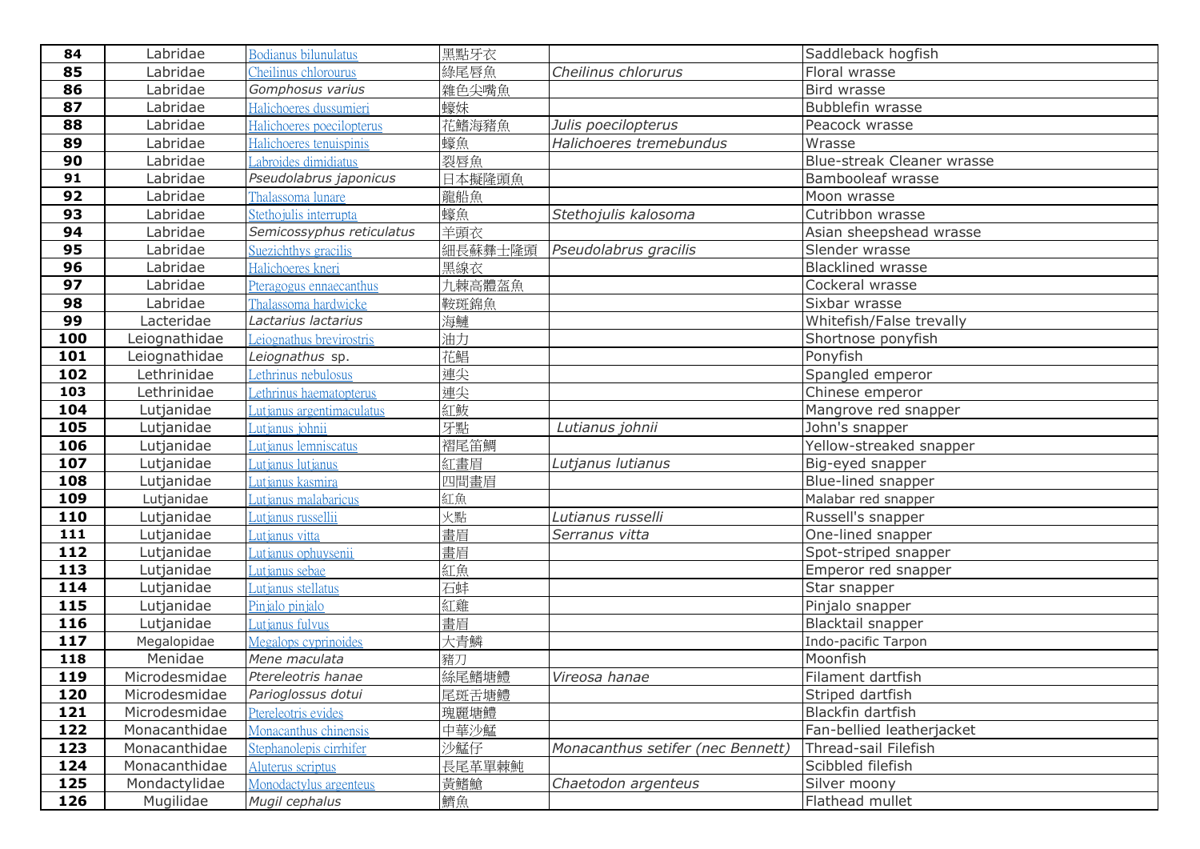| | | | | | |
|---|---|---|---|---|---|
| **84** | Labridae | Bodianus bilunulatus | 黑點牙衣 | | Saddleback hogfish |
| **85** | Labridae | Cheilinus chlorourus | 綠尾唇魚 | *Cheilinus chlorurus* | Floral wrasse |
| **86** | Labridae | *Gomphosus varius* | 雜色尖嘴魚 | | Bird wrasse |
| **87** | Labridae | Halichoeres dussumieri | 蠔妹 | | Bubblefin wrasse |
| **88** | Labridae | Halichoeres poecilopterus | 花鰭海豬魚 | *Julis poecilopterus* | Peacock wrasse |
| **89** | Labridae | Halichoeres tenuispinis | 蠔魚 | *Halichoeres tremebundus* | Wrasse |
| **90** | Labridae | Labroides dimidiatus | 裂唇魚 | | Blue-streak Cleaner wrasse |
| **91** | Labridae | *Pseudolabrus japonicus* | 日本擬隆頭魚 | | Bambooleaf wrasse |
| **92** | Labridae | Thalassoma lunare | 龍船魚 | | Moon wrasse |
| **93** | Labridae | Stethojulis interrupta | 蠔魚 | *Stethojulis kalosoma* | Cutribbon wrasse |
| **94** | Labridae | *Semicossyphus reticulatus* | 羊頭衣 | | Asian sheepshead wrasse |
| **95** | Labridae | Suezichthys gracilis | 細長蘇彝士隆頭 | *Pseudolabrus gracilis* | Slender wrasse |
| **96** | Labridae | Halichoeres kneri | 黑線衣 | | Blacklined wrasse |
| **97** | Labridae | Pteragogus enneacanthus | 九棘高體盔魚 | | Cockeral wrasse |
| **98** | Labridae | Thalassoma hardwicke | 鞍斑錦魚 | | Sixbar wrasse |
| **99** | Lacteridae | *Lactarius lactarius* | 海鰱 | | Whitefish/False trevally |
| **100** | Leiognathidae | Leiognathus brevirostris | 油力 | | Shortnose ponyfish |
| **101** | Leiognathidae | *Leiognathus* sp. | 花鯧 | | Ponyfish |
| **102** | Lethrinidae | Lethrinus nebulosus | 連尖 | | Spangled emperor |
| **103** | Lethrinidae | Lethrinus haematopterus | 連尖 | | Chinese emperor |
| **104** | Lutjanidae | Lutianus argentimaculatus | 紅鮍 | | Mangrove red snapper |
| **105** | Lutjanidae | Lutjanus johnii | 牙點 | *Lutianus johnii* | John's snapper |
| **106** | Lutjanidae | Lutjanus lemniscatus | 褶尾笛鯛 | | Yellow-streaked snapper |
| **107** | Lutjanidae | Lutjanus lutjanus | 紅畫眉 | *Lutjanus lutianus* | Big-eyed snapper |
| **108** | Lutjanidae | Lutjanus kasmira | 四間畫眉 | | Blue-lined snapper |
| **109** | Lutjanidae | Lutjanus malabaricus | 紅魚 | | Malabar red snapper |
| **110** | Lutjanidae | Lutjanus russellii | 火點 | *Lutianus russelli* | Russell's snapper |
| **111** | Lutjanidae | Lutjanus vitta | 畫眉 | *Serranus vitta* | One-lined snapper |
| **112** | Lutjanidae | Lutjanus ophuysenii | 畫眉 | | Spot-striped snapper |
| **113** | Lutjanidae | Lutjanus sebae | 紅魚 | | Emperor red snapper |
| **114** | Lutjanidae | Lutjanus stellatus | 石蚌 | | Star snapper |
| **115** | Lutjanidae | Pinjalo pinjalo | 紅雞 | | Pinjalo snapper |
| **116** | Lutjanidae | Lutjanus fulvus | 畫眉 | | Blacktail snapper |
| **117** | Megalopidae | Megalops cyprinoides | 大青鱗 | | Indo-pacific Tarpon |
| **118** | Menidae | *Mene maculata* | 豬刀 | | Moonfish |
| **119** | Microdesmidae | *Ptereleotris hanae* | 絲尾鰭塘鱧 | *Vireosa hanae* | Filament dartfish |
| **120** | Microdesmidae | *Parioglossus dotui* | 尾斑舌塘鱧 | | Striped dartfish |
| **121** | Microdesmidae | Ptereleotris evides | 瑰麗塘鱧 | | Blackfin dartfish |
| **122** | Monacanthidae | Monacanthus chinensis | 中華沙鯭 | | Fan-bellied leatherjacket |
| **123** | Monacanthidae | Stephanolepis cirrhifer | 沙鯭仔 | *Monacanthus setifer (nec Bennett)* | Thread-sail Filefish |
| **124** | Monacanthidae | Aluterus scriptus | 長尾革單棘魨 | | Scibbled filefish |
| **125** | Mondactylidae | Monodactylus argenteus | 黃鰭鯧 | *Chaetodon argenteus* | Silver moony |
| **126** | Mugilidae | *Mugil cephalus* | 鱭魚 | | Flathead mullet |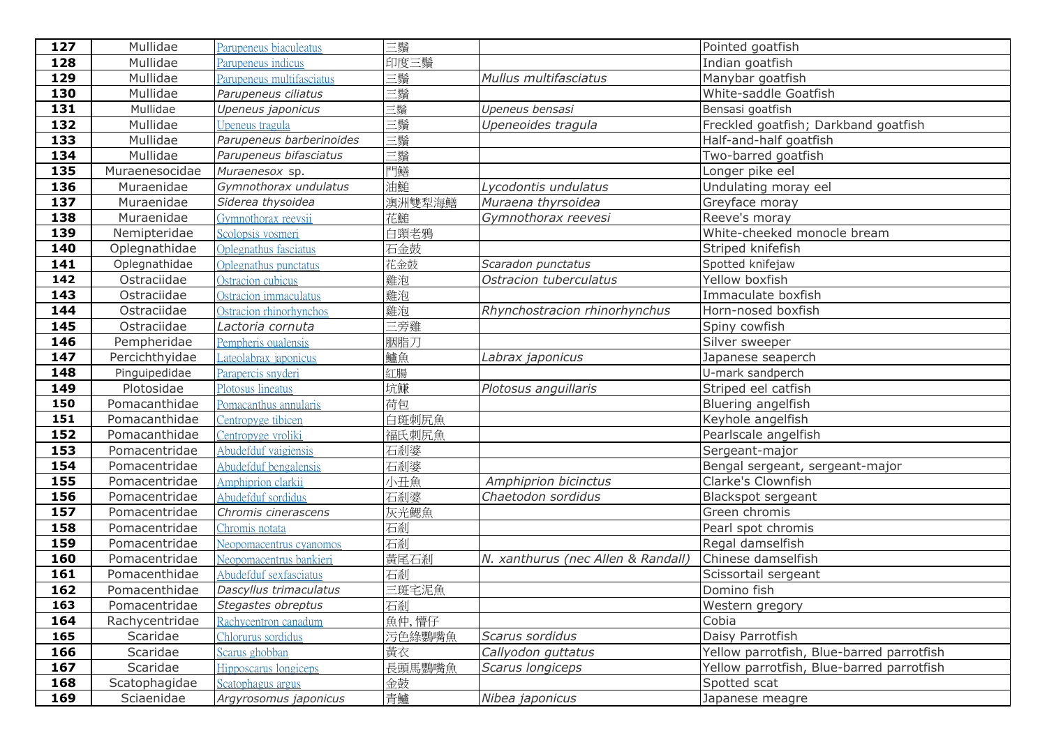| 127 | Mullidae | Parupeneus biaculeatus | 三鬚 | | Pointed goatfish |
|---|---|---|---|---|---|
| 128 | Mullidae | Parupeneus indicus | 印度三鬚 | | Indian goatfish |
| 129 | Mullidae | Parupeneus multifasciatus | 三鬚 | *Mullus multifasciatus* | Manybar goatfish |
| 130 | Mullidae | *Parupeneus ciliatus* | 三鬚 | | White-saddle Goatfish |
| 131 | Mullidae | *Upeneus japonicus* | 三鬚 | *Upeneus bensasi* | Bensasi goatfish |
| 132 | Mullidae | Upeneus tragula | 三鬚 | *Upeneoides tragula* | Freckled goatfish; Darkband goatfish |
| 133 | Mullidae | *Parupeneus barberinoides* | 三鬚 | | Half-and-half goatfish |
| 134 | Mullidae | *Parupeneus bifasciatus* | 三鬚 | | Two-barred goatfish |
| 135 | Muraenesocidae | *Muraenesox* sp. | 門鱔 | | Longer pike eel |
| 136 | Muraenidae | *Gymnothorax undulatus* | 油鮑 | *Lycodontis undulatus* | Undulating moray eel |
| 137 | Muraenidae | *Siderea thysoidea* | 澳洲雙犁海鱔 | *Muraena thyrsoidea* | Greyface moray |
| 138 | Muraenidae | Gymnothorax reevsii | 花鮑 | *Gymnothorax reevesi* | Reeve's moray |
| 139 | Nemipteridae | Scolopsis vosmeri | 白頸老鴉 | | White-cheeked monocle bream |
| 140 | Oplegnathidae | Oplegnathus fasciatus | 石金鼓 | | Striped knifefish |
| 141 | Oplegnathidae | Oplegnathus punctatus | 花金鼓 | *Scaradon punctatus* | Spotted knifejaw |
| 142 | Ostraciidae | Ostracion cubicus | 雞泡 | *Ostracion tuberculatus* | Yellow boxfish |
| 143 | Ostraciidae | Ostracion immaculatus | 雞泡 | | Immaculate boxfish |
| 144 | Ostraciidae | Ostracion rhinorhynchos | 雞泡 | *Rhynchostracion rhinorhynchus* | Horn-nosed boxfish |
| 145 | Ostraciidae | *Lactoria cornuta* | 三旁雞 | | Spiny cowfish |
| 146 | Pempheridae | Pempheris oualensis | 胭脂刀 | | Silver sweeper |
| 147 | Percichthyidae | Lateolabrax japonicus | 鱸魚 | *Labrax japonicus* | Japanese seaperch |
| 148 | Pinguipedidae | Parapercis snyderi | 紅腸 | | U-mark sandperch |
| 149 | Plotosidae | Plotosus lineatus | 坑鰜 | *Plotosus anguillaris* | Striped eel catfish |
| 150 | Pomacanthidae | Pomacanthus annularis | 荷包 | | Bluering angelfish |
| 151 | Pomacanthidae | Centropyge tibicen | 白斑刺尻魚 | | Keyhole angelfish |
| 152 | Pomacanthidae | Centropyge vroliki | 福氏刺尻魚 | | Pearlscale angelfish |
| 153 | Pomacentridae | Abudefduf vaigiensis | 石剎婆 | | Sergeant-major |
| 154 | Pomacentridae | Abudefduf bengalensis | 石剎婆 | | Bengal sergeant, sergeant-major |
| 155 | Pomacentridae | Amphiprion clarkii | 小丑魚 | *Amphiprion bicinctus* | Clarke's Clownfish |
| 156 | Pomacentridae | Abudefduf sordidus | 石剎婆 | *Chaetodon sordidus* | Blackspot sergeant |
| 157 | Pomacentridae | *Chromis cinerascens* | 灰光鰓魚 | | Green chromis |
| 158 | Pomacentridae | Chromis notata | 石剎 | | Pearl spot chromis |
| 159 | Pomacentridae | Neopomacentrus cyanomos | 石剎 | | Regal damselfish |
| 160 | Pomacentridae | Neopomacentrus bankieri | 黃尾石剎 | *N. xanthurus (nec Allen & Randall)* | Chinese damselfish |
| 161 | Pomacenthidae | Abudefduf sexfasciatus | 石剎 | | Scissortail sergeant |
| 162 | Pomacenthidae | *Dascyllus trimaculatus* | 三斑宅泥魚 | | Domino fish |
| 163 | Pomacentridae | *Stegastes obreptus* | 石剎 | | Western gregory |
| 164 | Rachycentridae | Rachycentron canadum | 魚仲, 懵仔 | | Cobia |
| 165 | Scaridae | Chlorurus sordidus | 污色綠鸚嘴魚 | *Scarus sordidus* | Daisy Parrotfish |
| 166 | Scaridae | Scarus ghobban | 黃衣 | *Callyodon guttatus* | Yellow parrotfish, Blue-barred parrotfish |
| 167 | Scaridae | Hipposcarus longiceps | 長頭馬鸚嘴魚 | *Scarus longiceps* | Yellow parrotfish, Blue-barred parrotfish |
| 168 | Scatophagidae | Scatophagus argus | 金鼓 | | Spotted scat |
| 169 | Sciaenidae | *Argyrosomus japonicus* | 青鱸 | *Nibea japonicus* | Japanese meagre |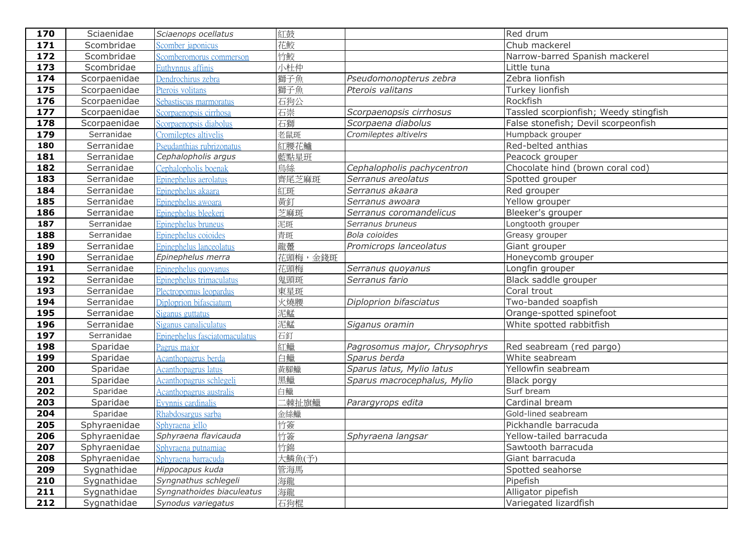| 170 | Sciaenidae | Sciaenops ocellatus | 紅鼓 | | Red drum |
|---|---|---|---|---|---|
| 171 | Scombridae | Scomber japonicus | 花鮫 | | Chub mackerel |
| 172 | Scombridae | Scomberomorus commerson | 竹鮫 | | Narrow-barred Spanish mackerel |
| 173 | Scombridae | Euthynnus affinis | 小杜仲 | | Little tuna |
| 174 | Scorpaenidae | Dendrochirus zebra | 獅子魚 | Pseudomonopterus zebra | Zebra lionfish |
| 175 | Scorpaenidae | Pterois volitans | 獅子魚 | Pterois valitans | Turkey lionfish |
| 176 | Scorpaenidae | Sebastiscus marmoratus | 石狗公 | | Rockfish |
| 177 | Scorpaenidae | Scorpaenopsis cirrhosa | 石崇 | Scorpaenopsis cirrhosus | Tassled scorpionfish; Weedy stingfish |
| 178 | Scorpaenidae | Scorpaenopsis diabolus | 石獅 | Scorpaena diabolus | False stonefish; Devil scorpeonfish |
| 179 | Serranidae | Cromileptes altivelis | 老鼠斑 | Cromileptes altivelrs | Humpback grouper |
| 180 | Serranidae | Pseudanthias rubrizonatus | 紅腰花鱸 | | Red-belted anthias |
| 181 | Serranidae | Cephalopholis argus | 藍點星斑 | | Peacock grouper |
| 182 | Serranidae | Cephalopholis boenak | 烏絲 | Cephalopholis pachycentron | Chocolate hind (brown coral cod) |
| 183 | Serranidae | Epinephelus aerolatus | 齊尾芝麻斑 | Serranus areolatus | Spotted grouper |
| 184 | Serranidae | Epinephelus akaara | 紅斑 | Serranus akaara | Red grouper |
| 185 | Serranidae | Epinephelus awoara | 黃釘 | Serranus awoara | Yellow grouper |
| 186 | Serranidae | Epinephelus bleekeri | 芝麻斑 | Serranus coromandelicus | Bleeker's grouper |
| 187 | Serranidae | Epinephelus bruneus | 泥斑 | Serranus bruneus | Longtooth grouper |
| 188 | Serranidae | Epinephelus coioides | 青斑 | Bola coioides | Greasy grouper |
| 189 | Serranidae | Epinephelus lanceolatus | 龍躉 | Promicrops lanceolatus | Giant grouper |
| 190 | Serranidae | Epinephelus merra | 花頭梅，金錢斑 | | Honeycomb grouper |
| 191 | Serranidae | Epinephelus quoyanus | 花頭梅 | Serranus quoyanus | Longfin grouper |
| 192 | Serranidae | Epinephelus trimaculatus | 鬼頭斑 | Serranus fario | Black saddle grouper |
| 193 | Serranidae | Plectropomus leopardus | 東星斑 | | Coral trout |
| 194 | Serranidae | Diploprion bifasciatum | 火燒腰 | Diploprion bifasciatus | Two-banded soapfish |
| 195 | Serranidae | Siganus guttatus | 泥鯭 | | Orange-spotted spinefoot |
| 196 | Serranidae | Siganus canaliculatus | 泥鯭 | Siganus oramin | White spotted rabbitfish |
| 197 | Serranidae | Epinephelus fasciatomaculatus | 石釘 | | |
| 198 | Sparidae | Pagrus major | 紅鱲 | Pagrosomus major, Chrysophrys | Red seabream (red pargo) |
| 199 | Sparidae | Acanthopagrus berda | 白鱲 | Sparus berda | White seabream |
| 200 | Sparidae | Acanthopagrus latus | 黃腳鱲 | Sparus latus, Mylio latus | Yellowfin seabream |
| 201 | Sparidae | Acanthopagrus schlegeli | 黑鱲 | Sparus macrocephalus, Mylio | Black porgy |
| 202 | Sparidae | Acanthopagrus australis | 白鱲 | | Surf bream |
| 203 | Sparidae | Evynnis cardinalis | 二棘扯旗鱲 | Parargyrops edita | Cardinal bream |
| 204 | Sparidae | Rhabdosargus sarba | 金絲鱲 | | Gold-lined seabream |
| 205 | Sphyraenidae | Sphyraena jello | 竹簽 | | Pickhandle barracuda |
| 206 | Sphyraenidae | Sphyraena flavicauda | 竹簽 | Sphyraena langsar | Yellow-tailed barracuda |
| 207 | Sphyraenidae | Sphyraena putnamiae | 竹錦 | | Sawtooth barracuda |
| 208 | Sphyraenidae | Sphyraena barracuda | 大鱗魚(予) | | Giant barracuda |
| 209 | Sygnathidae | Hippocapus kuda | 管海馬 | | Spotted seahorse |
| 210 | Sygnathidae | Syngnathus schlegeli | 海龍 | | Pipefish |
| 211 | Sygnathidae | Syngnathoides biaculeatus | 海龍 | | Alligator pipefish |
| 212 | Sygnathidae | Synodus variegatus | 石狗棍 | | Variegated lizardfish |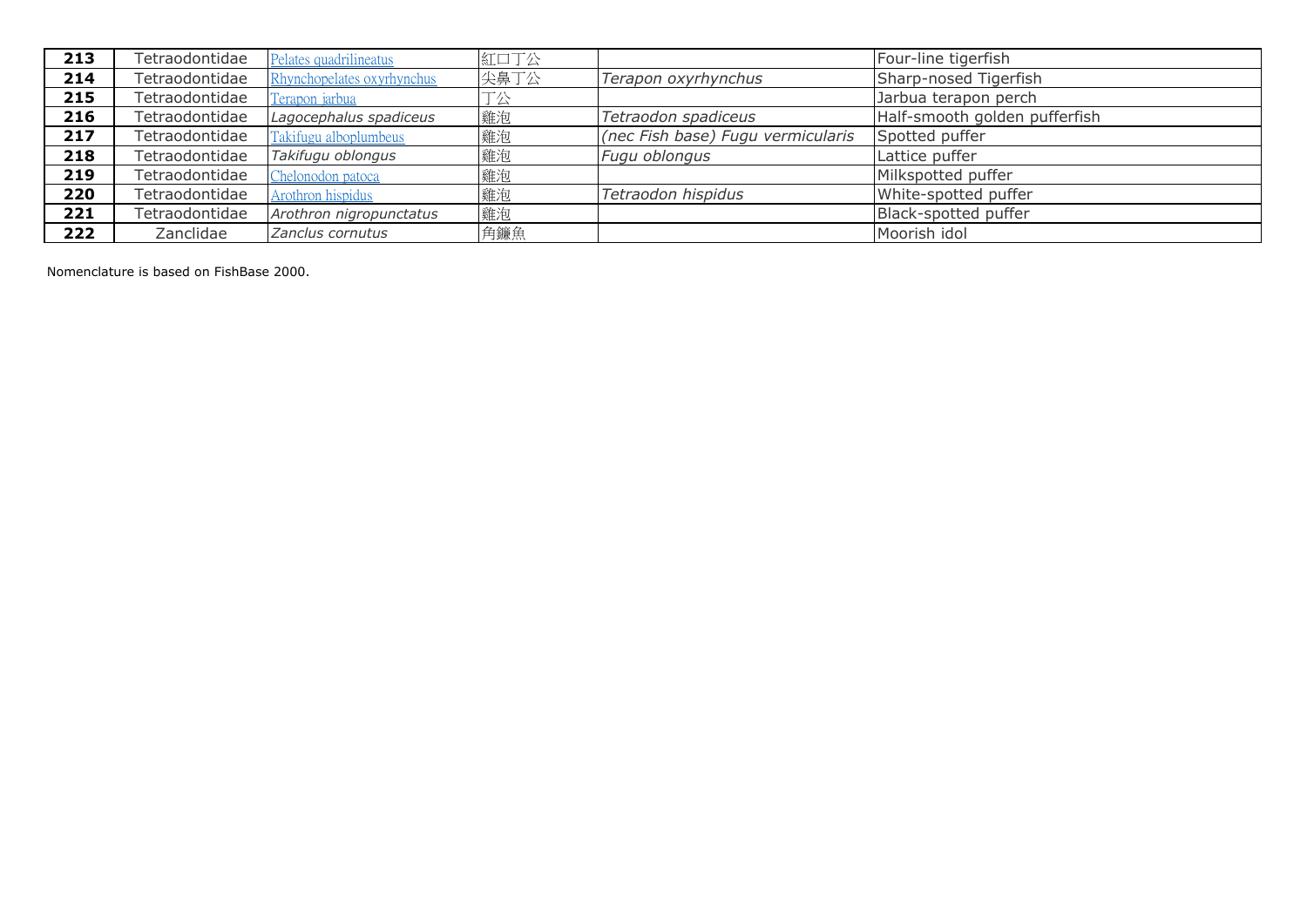| | | | | | |
|---|---|---|---|---|---|
| **213** | Tetraodontidae | Pelates quadrilineatus | 紅口丁公 | | Four-line tigerfish |
| **214** | Tetraodontidae | Rhynchopelates oxyrhynchus | 尖鼻丁公 | *Terapon oxyrhynchus* | Sharp-nosed Tigerfish |
| **215** | Tetraodontidae | Terapon jarbua | 丁公 | | Jarbua terapon perch |
| **216** | Tetraodontidae | *Lagocephalus spadiceus* | 雞泡 | *Tetraodon spadiceus* | Half-smooth golden pufferfish |
| **217** | Tetraodontidae | Takifugu alboplumbeus | 雞泡 | *(nec Fish base) Fugu vermicularis* | Spotted puffer |
| **218** | Tetraodontidae | *Takifugu oblongus* | 雞泡 | *Fugu oblongus* | Lattice puffer |
| **219** | Tetraodontidae | Chelonodon patoca | 雞泡 | | Milkspotted puffer |
| **220** | Tetraodontidae | Arothron hispidus | 雞泡 | *Tetraodon hispidus* | White-spotted puffer |
| **221** | Tetraodontidae | *Arothron nigropunctatus* | 雞泡 | | Black-spotted puffer |
| **222** | Zanclidae | *Zanclus cornutus* | 角鐮魚 | | Moorish idol |

Nomenclature is based on FishBase 2000.